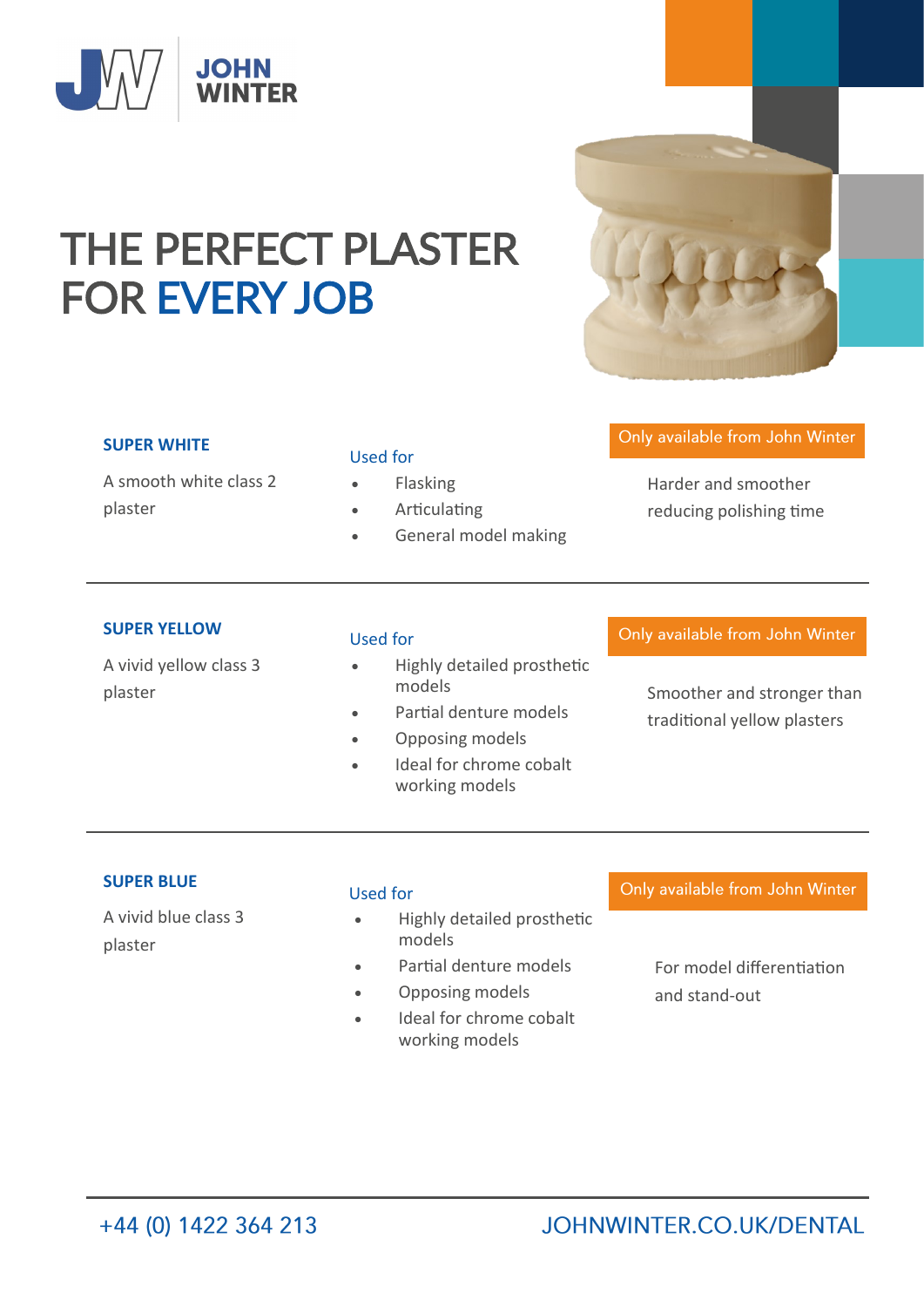JOHN WINTER

# THE PERFECT PLASTER FOR EVERY JOB

### SUPER WHITE

A smooth white class 2 plaster

Used for

- Flasking
- Articulating
- General model making

**Only available from John Winter**

Harder and smoother reducing polishing time

---

### SUPER YELLOW

A vivid yellow class 3 plaster

Used for

- Highly detailed prosthetic models
- Partial denture models
- Opposing models
- Ideal for chrome cobalt working models

**Only available from John Winter**

Smoother and stronger than traditional yellow plasters

---

### SUPER BLUE

A vivid blue class 3 plaster

Used for

- Highly detailed prosthetic models
- Partial denture models
- Opposing models
- Ideal for chrome cobalt working models

**Only available from John Winter**

For model differentiation and stand-out

---

+44 (0) 1422 364 213 JOHNWINTER.CO.UK/DENTAL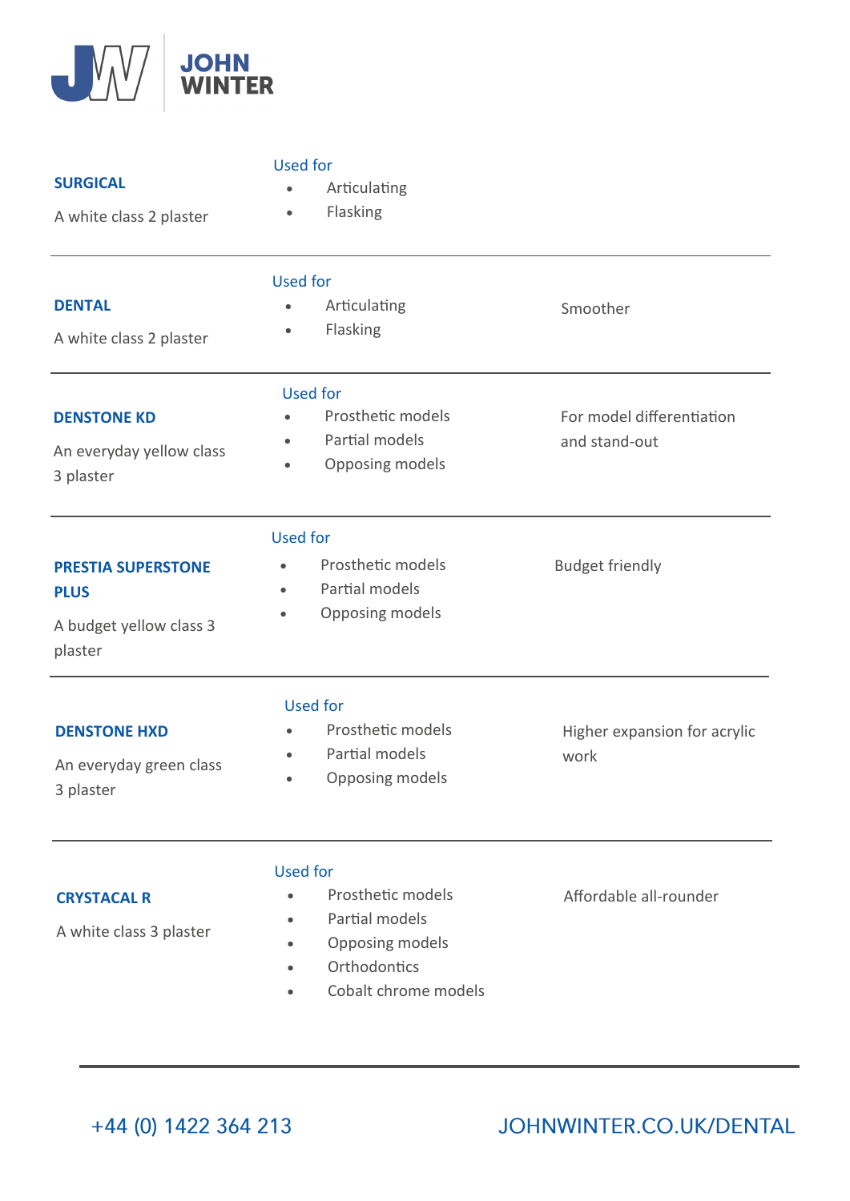**JOHN WINTER**

| | | |
|---|---|---|
| **SURGICAL**<br>A white class 2 plaster | Used for<br>• Articulating<br>• Flasking | |
| **DENTAL**<br>A white class 2 plaster | Used for<br>• Articulating<br>• Flasking | Smoother |
| **DENSTONE KD**<br>An everyday yellow class 3 plaster | Used for<br>• Prosthetic models<br>• Partial models<br>• Opposing models | For model differentiation and stand-out |
| **PRESTIA SUPERSTONE PLUS**<br>A budget yellow class 3 plaster | Used for<br>• Prosthetic models<br>• Partial models<br>• Opposing models | Budget friendly |
| **DENSTONE HXD**<br>An everyday green class 3 plaster | Used for<br>• Prosthetic models<br>• Partial models<br>• Opposing models | Higher expansion for acrylic work |
| **CRYSTACAL R**<br>A white class 3 plaster | Used for<br>• Prosthetic models<br>• Partial models<br>• Opposing models<br>• Orthodontics<br>• Cobalt chrome models | Affordable all-rounder |

+44 (0) 1422 364 213

JOHNWINTER.CO.UK/DENTAL